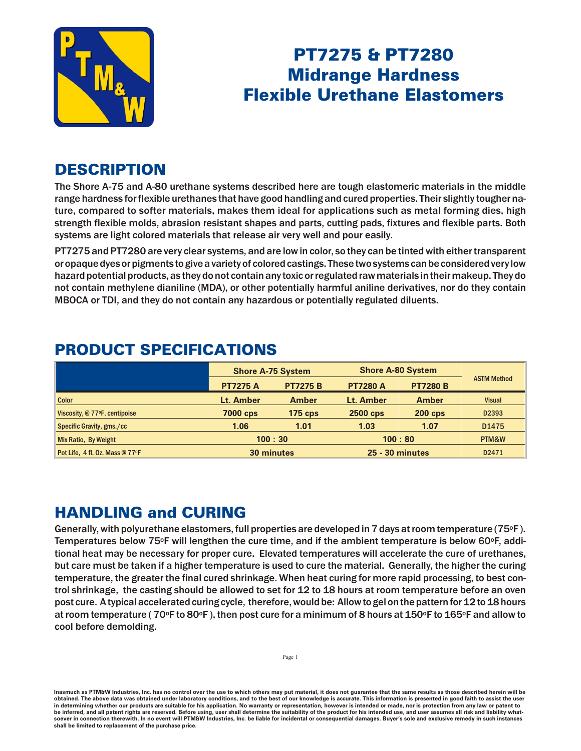# PT7275 & PT7280 Midrange Hardness Flexible Urethane Elastomers

## DESCRIPTION

The Shore A-75 and A-80 urethane systems described here are tough elastomeric materials in the middle range hardness for flexible urethanes that have good handling and cured properties. Their slightly tougher nature, compared to softer materials, makes them ideal for applications such as metal forming dies, high strength flexible molds, abrasion resistant shapes and parts, cutting pads, fixtures and flexible parts. Both systems are light colored materials that release air very well and pour easily.

PT7275 and PT7280 are very clear systems, and are low in color, so they can be tinted with either transparent or opaque dyes or pigments to give a variety of colored castings. These two systems can be considered very low hazard potential products, as they do not contain any toxic or regulated raw materials in their makeup. They do not contain methylene dianiline (MDA), or other potentially harmful aniline derivatives, nor do they contain MBOCA or TDI, and they do not contain any hazardous or potentially regulated diluents.

## PRODUCT SPECIFICATIONS

| | Shore A-75 System | | Shore A-80 System | | ASTM Method |
|---|---|---|---|---|---|
| | PT7275 A | PT7275 B | PT7280 A | PT7280 B | |
| Color | Lt. Amber | Amber | Lt. Amber | Amber | Visual |
| Viscosity, @ 77°F, centipoise | 7000 cps | 175 cps | 2500 cps | 200 cps | D2393 |
| Specific Gravity, gms./cc | 1.06 | 1.01 | 1.03 | 1.07 | D1475 |
| Mix Ratio, By Weight | 100 : 30 | | 100 : 80 | | PTM&W |
| Pot Life, 4 fl. Oz. Mass @ 77°F | 30 minutes | | 25 - 30 minutes | | D2471 |

## HANDLING and CURING

Generally, with polyurethane elastomers, full properties are developed in 7 days at room temperature (75°F). Temperatures below 75°F will lengthen the cure time, and if the ambient temperature is below 60°F, additional heat may be necessary for proper cure. Elevated temperatures will accelerate the cure of urethanes, but care must be taken if a higher temperature is used to cure the material. Generally, the higher the curing temperature, the greater the final cured shrinkage. When heat curing for more rapid processing, to best control shrinkage, the casting should be allowed to set for 12 to 18 hours at room temperature before an oven post cure. A typical accelerated curing cycle, therefore, would be: Allow to gel on the pattern for 12 to 18 hours at room temperature ( 70°F to 80°F ), then post cure for a minimum of 8 hours at 150°F to 165°F and allow to cool before demolding.

Inasmuch as PTM&W Industries, Inc. has no control over the use to which others may put material, it does not guarantee that the same results as those described herein will be obtained. The above data was obtained under laboratory conditions, and to the best of our knowledge is accurate. This information is presented in good faith to assist the user in determining whether our products are suitable for his application. No warranty or representation, however is intended or made, nor is protection from any law or patent to be inferred, and all patent rights are reserved. Before using, user shall determine the suitability of the product for his intended use, and user assumes all risk and liability whatsoever in connection therewith. In no event will PTM&W Industries, Inc. be liable for incidental or consequential damages. Buyer's sole and exclusive remedy in such instances shall be limited to replacement of the purchase price.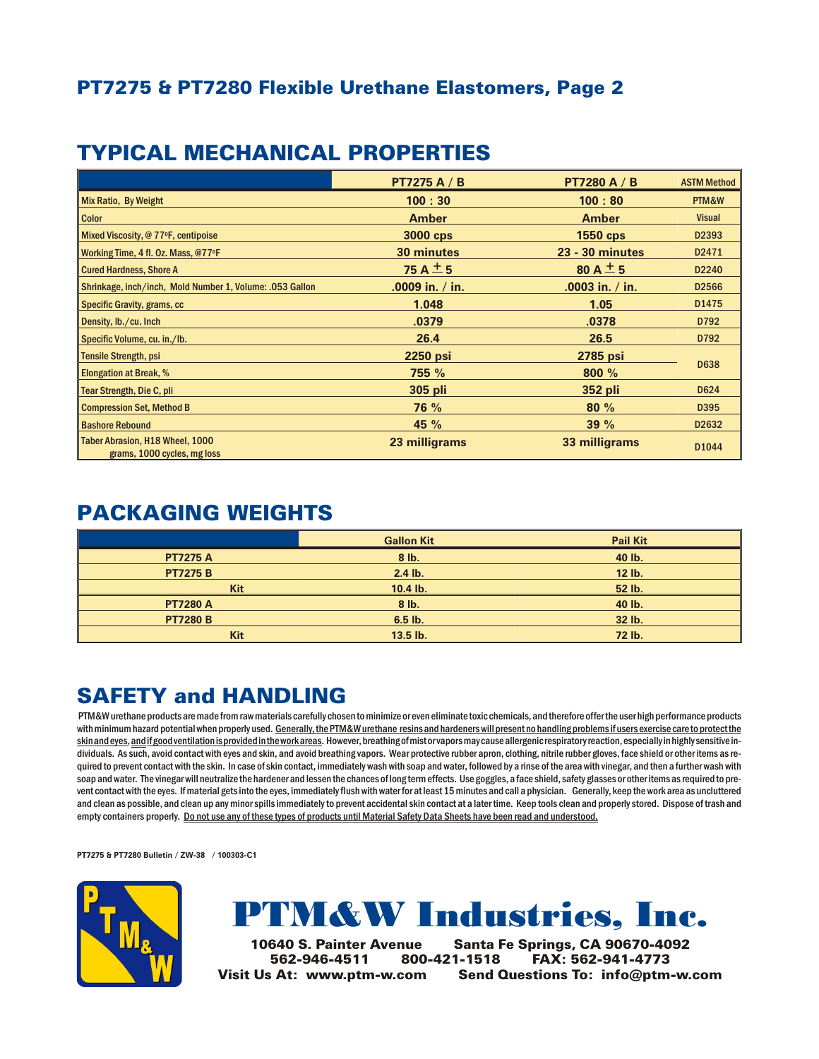## PT7275 & PT7280 Flexible Urethane Elastomers, Page 2

# TYPICAL MECHANICAL PROPERTIES

| | PT7275 A / B | PT7280 A / B | ASTM Method |
|---|---|---|---|
| Mix Ratio, By Weight | 100 : 30 | 100 : 80 | PTM&W |
| Color | Amber | Amber | Visual |
| Mixed Viscosity, @ 77ºF, centipoise | 3000 cps | 1550 cps | D2393 |
| Working Time, 4 fl. Oz. Mass, @77ºF | 30 minutes | 23 - 30 minutes | D2471 |
| Cured Hardness, Shore A | 75 A ± 5 | 80 A ± 5 | D2240 |
| Shrinkage, inch/inch, Mold Number 1, Volume: .053 Gallon | .0009 in. / in. | .0003 in. / in. | D2566 |
| Specific Gravity, grams, cc | 1.048 | 1.05 | D1475 |
| Density, lb./cu. Inch | .0379 | .0378 | D792 |
| Specific Volume, cu. in./lb. | 26.4 | 26.5 | D792 |
| Tensile Strength, psi | 2250 psi | 2785 psi | D638 |
| Elongation at Break, % | 755 % | 800 % | D638 |
| Tear Strength, Die C, pli | 305 pli | 352 pli | D624 |
| Compression Set, Method B | 76 % | 80 % | D395 |
| Bashore Rebound | 45 % | 39 % | D2632 |
| Taber Abrasion, H18 Wheel, 1000 grams, 1000 cycles, mg loss | 23 milligrams | 33 milligrams | D1044 |

# PACKAGING WEIGHTS

| | Gallon Kit | Pail Kit |
|---|---|---|
| PT7275 A | 8 lb. | 40 lb. |
| PT7275 B | 2.4 lb. | 12 lb. |
| Kit | 10.4 lb. | 52 lb. |
| PT7280 A | 8 lb. | 40 lb. |
| PT7280 B | 6.5 lb. | 32 lb. |
| Kit | 13.5 lb. | 72 lb. |

# SAFETY and HANDLING

PTM&W urethane products are made from raw materials carefully chosen to minimize or even eliminate toxic chemicals, and therefore offer the user high performance products with minimum hazard potential when properly used. Generally, the PTM&W urethane resins and hardeners will present no handling problems if users exercise care to protect the skin and eyes, and if good ventilation is provided in the work areas. However, breathing of mist or vapors may cause allergenic respiratory reaction, especially in highly sensitive individuals. As such, avoid contact with eyes and skin, and avoid breathing vapors. Wear protective rubber apron, clothing, nitrile rubber gloves, face shield or other items as required to prevent contact with the skin. In case of skin contact, immediately wash with soap and water, followed by a rinse of the area with vinegar, and then a further wash with soap and water. The vinegar will neutralize the hardener and lessen the chances of long term effects. Use goggles, a face shield, safety glasses or other items as required to prevent contact with the eyes. If material gets into the eyes, immediately flush with water for at least 15 minutes and call a physician. Generally, keep the work area as uncluttered and clean as possible, and clean up any minor spills immediately to prevent accidental skin contact at a later time. Keep tools clean and properly stored. Dispose of trash and empty containers properly. Do not use any of these types of products until Material Safety Data Sheets have been read and understood.

PT7275 & PT7280 Bulletin / ZW-38 / 100303-C1

**PTM&W Industries, Inc.**

10640 S. Painter Avenue Santa Fe Springs, CA 90670-4092
562-946-4511 800-421-1518 FAX: 562-941-4773
Visit Us At: www.ptm-w.com Send Questions To: info@ptm-w.com